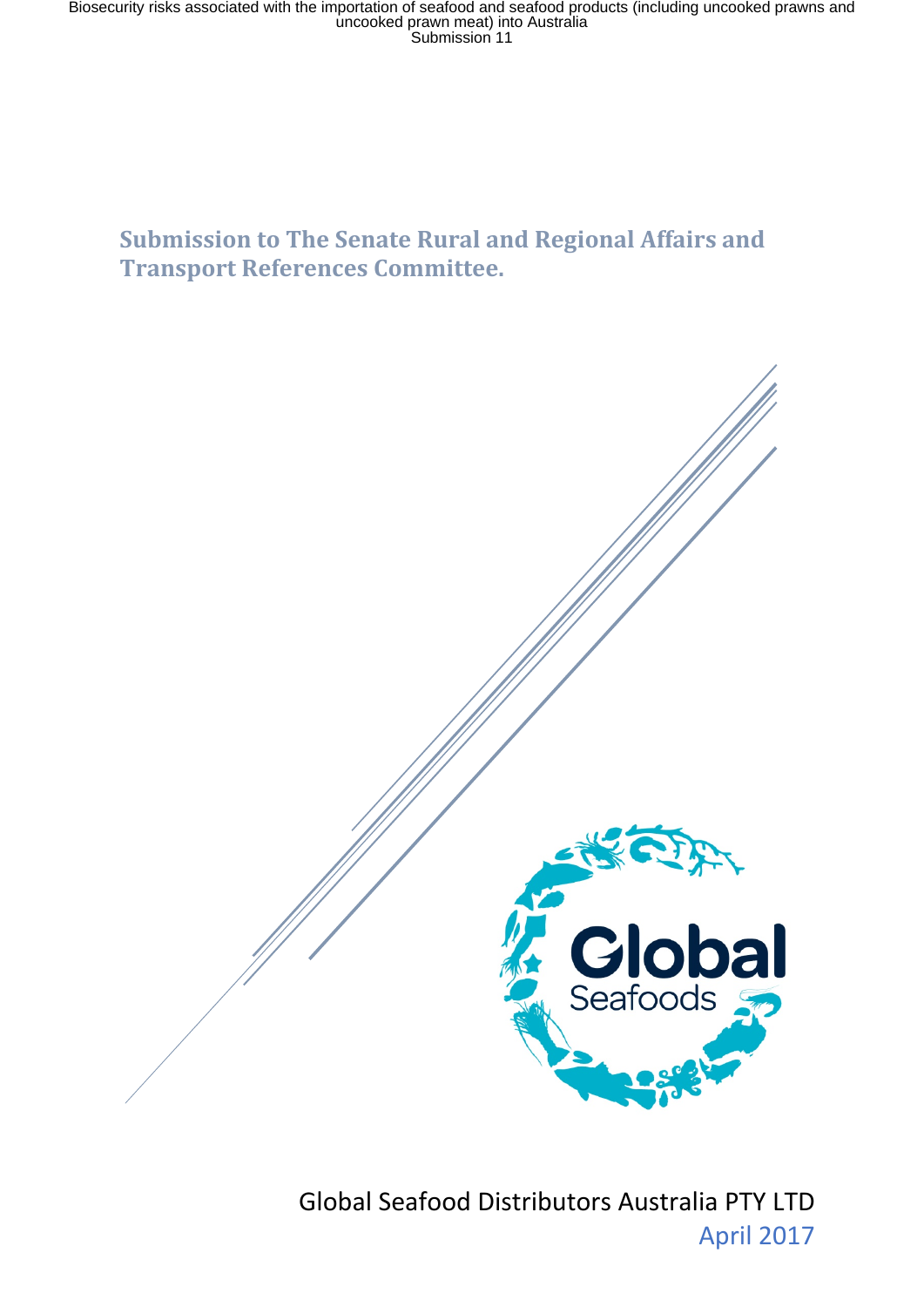# Submission to The Senate Rural and Regional Affairs and Transport References Committee.

Global Seafoods

Global Seafood Distributors Australia PTY LTD

April 2017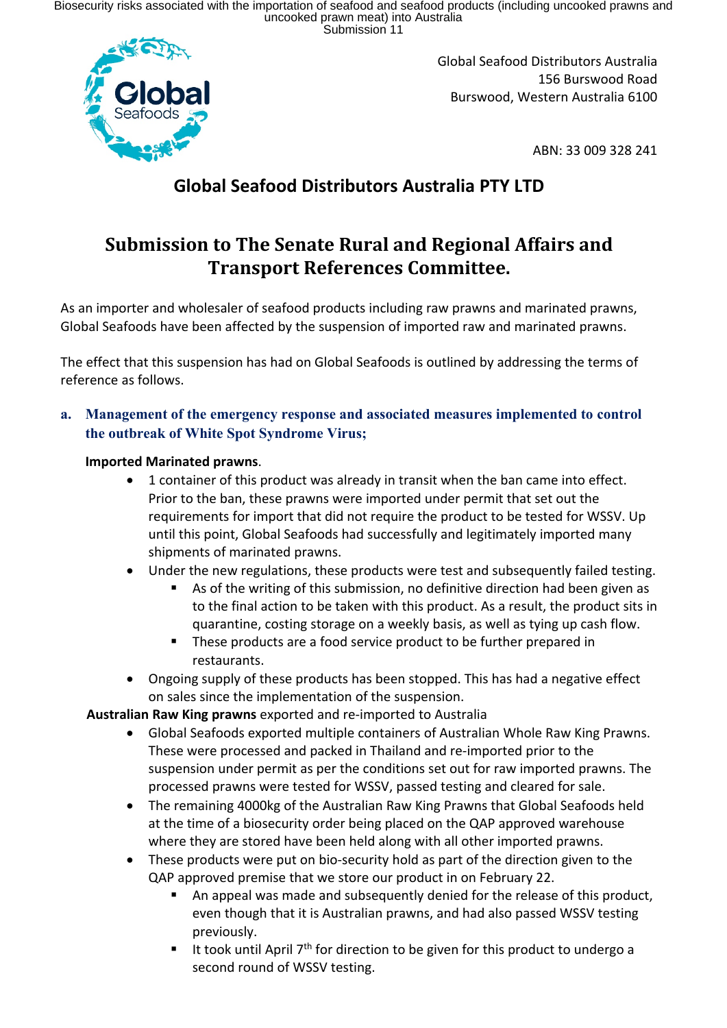Global Seafood Distributors Australia
156 Burswood Road
Burswood, Western Australia 6100

ABN: 33 009 328 241

## Global Seafood Distributors Australia PTY LTD

# Submission to The Senate Rural and Regional Affairs and Transport References Committee.

As an importer and wholesaler of seafood products including raw prawns and marinated prawns, Global Seafoods have been affected by the suspension of imported raw and marinated prawns.

The effect that this suspension has had on Global Seafoods is outlined by addressing the terms of reference as follows.

### a. Management of the emergency response and associated measures implemented to control the outbreak of White Spot Syndrome Virus;

**Imported Marinated prawns**.

- 1 container of this product was already in transit when the ban came into effect. Prior to the ban, these prawns were imported under permit that set out the requirements for import that did not require the product to be tested for WSSV. Up until this point, Global Seafoods had successfully and legitimately imported many shipments of marinated prawns.
- Under the new regulations, these products were test and subsequently failed testing.
  - As of the writing of this submission, no definitive direction had been given as to the final action to be taken with this product. As a result, the product sits in quarantine, costing storage on a weekly basis, as well as tying up cash flow.
  - These products are a food service product to be further prepared in restaurants.
- Ongoing supply of these products has been stopped. This has had a negative effect on sales since the implementation of the suspension.

**Australian Raw King prawns** exported and re-imported to Australia

- Global Seafoods exported multiple containers of Australian Whole Raw King Prawns. These were processed and packed in Thailand and re-imported prior to the suspension under permit as per the conditions set out for raw imported prawns. The processed prawns were tested for WSSV, passed testing and cleared for sale.
- The remaining 4000kg of the Australian Raw King Prawns that Global Seafoods held at the time of a biosecurity order being placed on the QAP approved warehouse where they are stored have been held along with all other imported prawns.
- These products were put on bio-security hold as part of the direction given to the QAP approved premise that we store our product in on February 22.
  - An appeal was made and subsequently denied for the release of this product, even though that it is Australian prawns, and had also passed WSSV testing previously.
  - It took until April 7th for direction to be given for this product to undergo a second round of WSSV testing.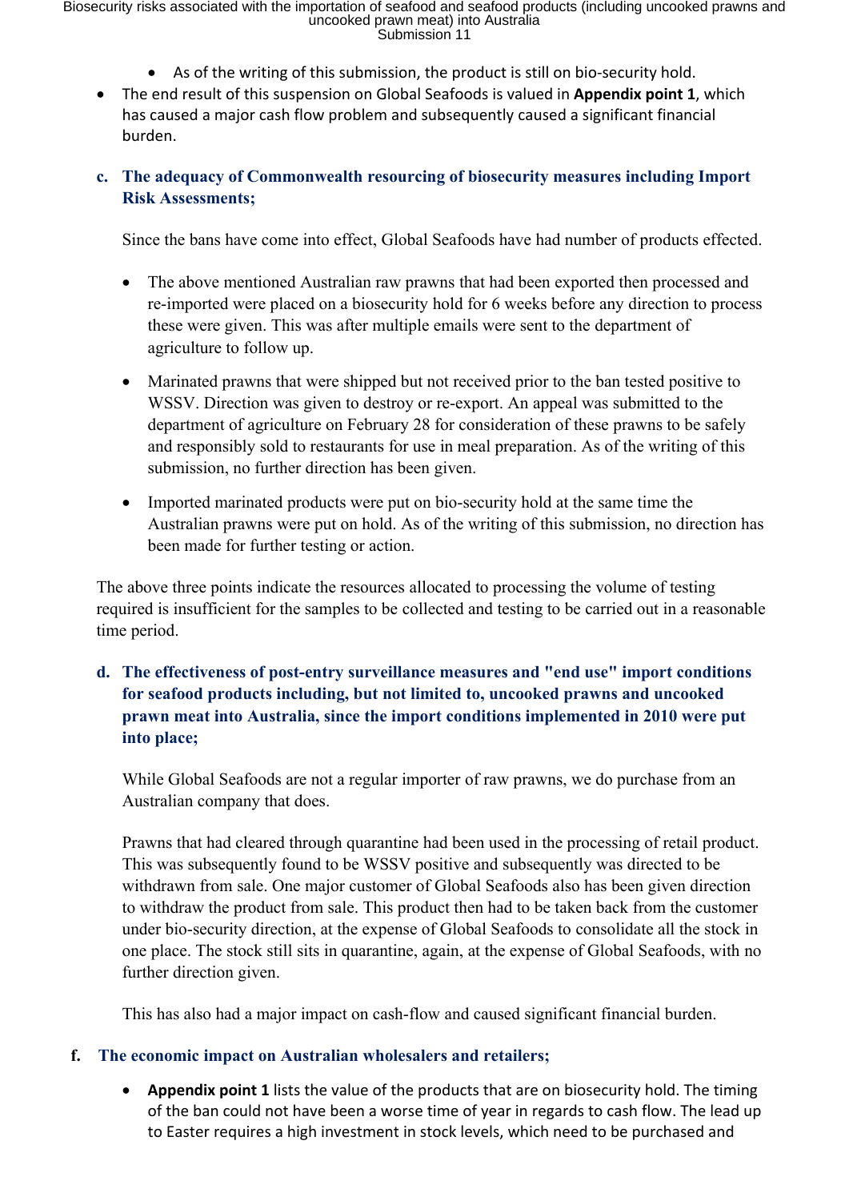- As of the writing of this submission, the product is still on bio-security hold.
- The end result of this suspension on Global Seafoods is valued in **Appendix point 1**, which has caused a major cash flow problem and subsequently caused a significant financial burden.

### c. The adequacy of Commonwealth resourcing of biosecurity measures including Import Risk Assessments;

Since the bans have come into effect, Global Seafoods have had number of products effected.

- The above mentioned Australian raw prawns that had been exported then processed and re-imported were placed on a biosecurity hold for 6 weeks before any direction to process these were given. This was after multiple emails were sent to the department of agriculture to follow up.
- Marinated prawns that were shipped but not received prior to the ban tested positive to WSSV. Direction was given to destroy or re-export. An appeal was submitted to the department of agriculture on February 28 for consideration of these prawns to be safely and responsibly sold to restaurants for use in meal preparation. As of the writing of this submission, no further direction has been given.
- Imported marinated products were put on bio-security hold at the same time the Australian prawns were put on hold. As of the writing of this submission, no direction has been made for further testing or action.

The above three points indicate the resources allocated to processing the volume of testing required is insufficient for the samples to be collected and testing to be carried out in a reasonable time period.

### d. The effectiveness of post-entry surveillance measures and "end use" import conditions for seafood products including, but not limited to, uncooked prawns and uncooked prawn meat into Australia, since the import conditions implemented in 2010 were put into place;

While Global Seafoods are not a regular importer of raw prawns, we do purchase from an Australian company that does.

Prawns that had cleared through quarantine had been used in the processing of retail product. This was subsequently found to be WSSV positive and subsequently was directed to be withdrawn from sale. One major customer of Global Seafoods also has been given direction to withdraw the product from sale. This product then had to be taken back from the customer under bio-security direction, at the expense of Global Seafoods to consolidate all the stock in one place. The stock still sits in quarantine, again, at the expense of Global Seafoods, with no further direction given.

This has also had a major impact on cash-flow and caused significant financial burden.

### f. The economic impact on Australian wholesalers and retailers;

- **Appendix point 1** lists the value of the products that are on biosecurity hold. The timing of the ban could not have been a worse time of year in regards to cash flow. The lead up to Easter requires a high investment in stock levels, which need to be purchased and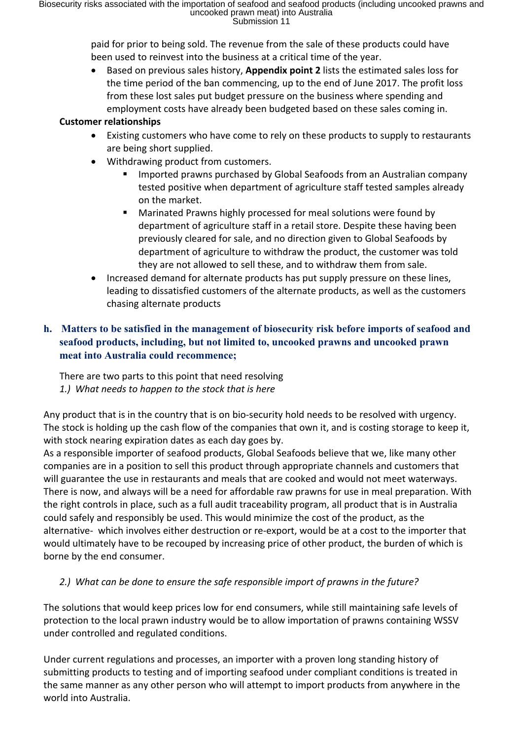paid for prior to being sold. The revenue from the sale of these products could have been used to reinvest into the business at a critical time of the year.

- Based on previous sales history, **Appendix point 2** lists the estimated sales loss for the time period of the ban commencing, up to the end of June 2017. The profit loss from these lost sales put budget pressure on the business where spending and employment costs have already been budgeted based on these sales coming in.

**Customer relationships**

- Existing customers who have come to rely on these products to supply to restaurants are being short supplied.
- Withdrawing product from customers.
  - Imported prawns purchased by Global Seafoods from an Australian company tested positive when department of agriculture staff tested samples already on the market.
  - Marinated Prawns highly processed for meal solutions were found by department of agriculture staff in a retail store. Despite these having been previously cleared for sale, and no direction given to Global Seafoods by department of agriculture to withdraw the product, the customer was told they are not allowed to sell these, and to withdraw them from sale.
- Increased demand for alternate products has put supply pressure on these lines, leading to dissatisfied customers of the alternate products, as well as the customers chasing alternate products

## h. Matters to be satisfied in the management of biosecurity risk before imports of seafood and seafood products, including, but not limited to, uncooked prawns and uncooked prawn meat into Australia could recommence;

There are two parts to this point that need resolving

*1.) What needs to happen to the stock that is here*

Any product that is in the country that is on bio-security hold needs to be resolved with urgency. The stock is holding up the cash flow of the companies that own it, and is costing storage to keep it, with stock nearing expiration dates as each day goes by.
As a responsible importer of seafood products, Global Seafoods believe that we, like many other companies are in a position to sell this product through appropriate channels and customers that will guarantee the use in restaurants and meals that are cooked and would not meet waterways. There is now, and always will be a need for affordable raw prawns for use in meal preparation. With the right controls in place, such as a full audit traceability program, all product that is in Australia could safely and responsibly be used. This would minimize the cost of the product, as the alternative- which involves either destruction or re-export, would be at a cost to the importer that would ultimately have to be recouped by increasing price of other product, the burden of which is borne by the end consumer.

*2.) What can be done to ensure the safe responsible import of prawns in the future?*

The solutions that would keep prices low for end consumers, while still maintaining safe levels of protection to the local prawn industry would be to allow importation of prawns containing WSSV under controlled and regulated conditions.

Under current regulations and processes, an importer with a proven long standing history of submitting products to testing and of importing seafood under compliant conditions is treated in the same manner as any other person who will attempt to import products from anywhere in the world into Australia.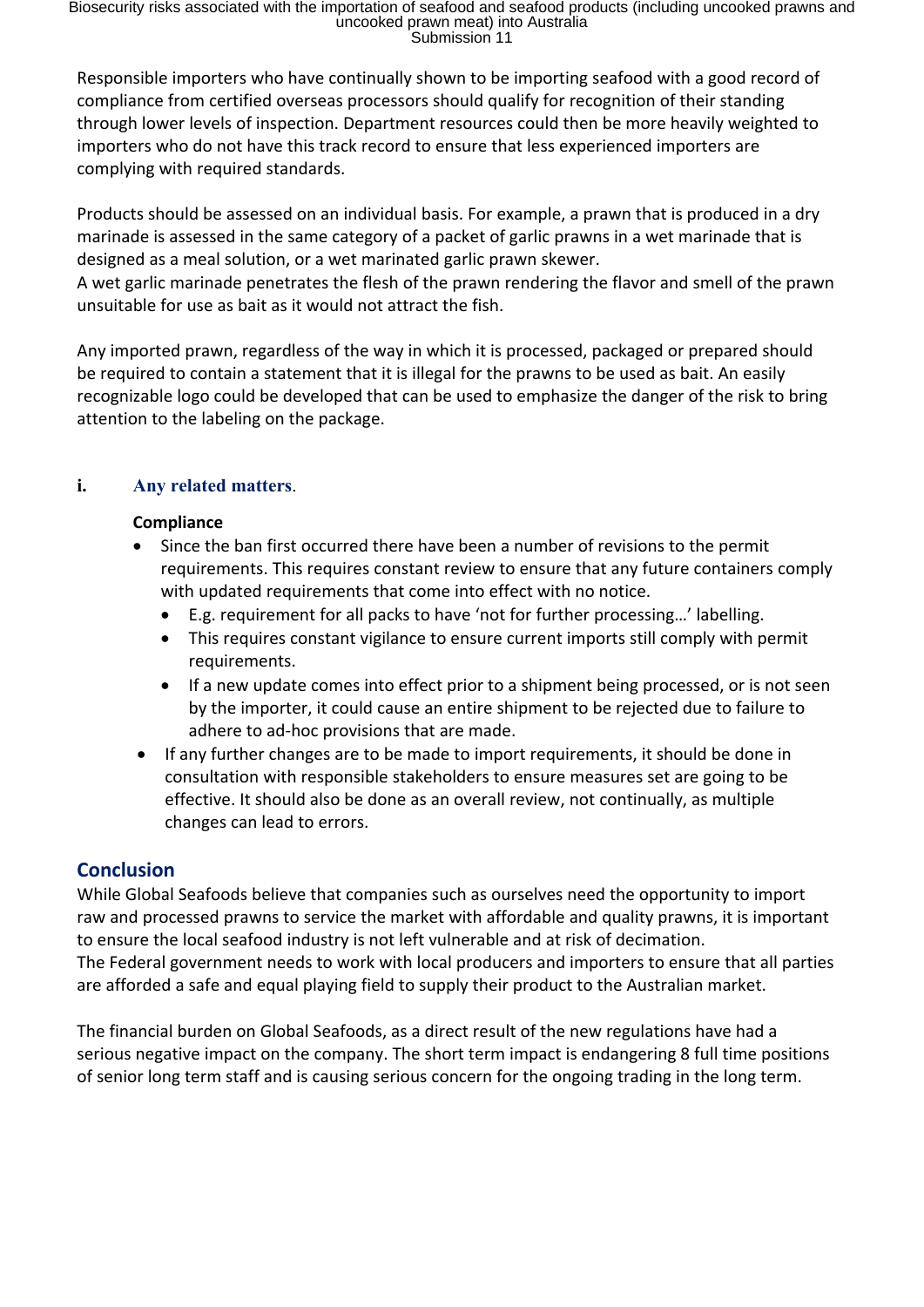Responsible importers who have continually shown to be importing seafood with a good record of compliance from certified overseas processors should qualify for recognition of their standing through lower levels of inspection. Department resources could then be more heavily weighted to importers who do not have this track record to ensure that less experienced importers are complying with required standards.

Products should be assessed on an individual basis. For example, a prawn that is produced in a dry marinade is assessed in the same category of a packet of garlic prawns in a wet marinade that is designed as a meal solution, or a wet marinated garlic prawn skewer.
A wet garlic marinade penetrates the flesh of the prawn rendering the flavor and smell of the prawn unsuitable for use as bait as it would not attract the fish.

Any imported prawn, regardless of the way in which it is processed, packaged or prepared should be required to contain a statement that it is illegal for the prawns to be used as bait. An easily recognizable logo could be developed that can be used to emphasize the danger of the risk to bring attention to the labeling on the package.

### i. Any related matters.

**Compliance**

- Since the ban first occurred there have been a number of revisions to the permit requirements. This requires constant review to ensure that any future containers comply with updated requirements that come into effect with no notice.
  - E.g. requirement for all packs to have 'not for further processing…' labelling.
  - This requires constant vigilance to ensure current imports still comply with permit requirements.
  - If a new update comes into effect prior to a shipment being processed, or is not seen by the importer, it could cause an entire shipment to be rejected due to failure to adhere to ad-hoc provisions that are made.
- If any further changes are to be made to import requirements, it should be done in consultation with responsible stakeholders to ensure measures set are going to be effective. It should also be done as an overall review, not continually, as multiple changes can lead to errors.

## Conclusion

While Global Seafoods believe that companies such as ourselves need the opportunity to import raw and processed prawns to service the market with affordable and quality prawns, it is important to ensure the local seafood industry is not left vulnerable and at risk of decimation.
The Federal government needs to work with local producers and importers to ensure that all parties are afforded a safe and equal playing field to supply their product to the Australian market.

The financial burden on Global Seafoods, as a direct result of the new regulations have had a serious negative impact on the company. The short term impact is endangering 8 full time positions of senior long term staff and is causing serious concern for the ongoing trading in the long term.